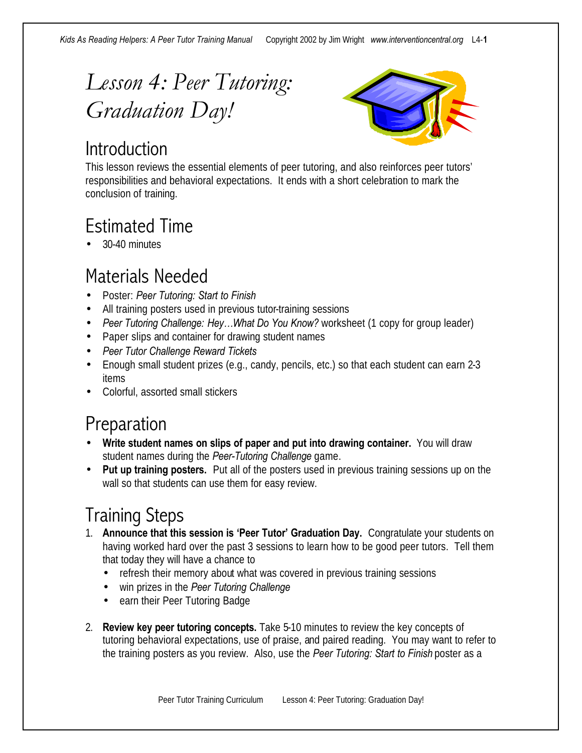# Lesson 4: Peer Tutoring: Graduation Day!

## Introduction

This lesson reviews the essential elements of peer tutoring, and also reinforces peer tutors' responsibilities and behavioral expectations. It ends with a short celebration to mark the conclusion of training.

## Estimated Time

- 30-40 minutes

## Materials Needed

- Poster: *Peer Tutoring: Start to Finish*
- All training posters used in previous tutor-training sessions
- *Peer Tutoring Challenge: Hey…What Do You Know?* worksheet (1 copy for group leader)
- Paper slips and container for drawing student names
- *Peer Tutor Challenge Reward Tickets*
- Enough small student prizes (e.g., candy, pencils, etc.) so that each student can earn 2-3 items
- Colorful, assorted small stickers

## Preparation

- **Write student names on slips of paper and put into drawing container.** You will draw student names during the *Peer-Tutoring Challenge* game.
- **Put up training posters.** Put all of the posters used in previous training sessions up on the wall so that students can use them for easy review.

## Training Steps

1. **Announce that this session is 'Peer Tutor' Graduation Day.** Congratulate your students on having worked hard over the past 3 sessions to learn how to be good peer tutors. Tell them that today they will have a chance to
   - refresh their memory about what was covered in previous training sessions
   - win prizes in the *Peer Tutoring Challenge*
   - earn their Peer Tutoring Badge

2. **Review key peer tutoring concepts.** Take 5-10 minutes to review the key concepts of tutoring behavioral expectations, use of praise, and paired reading. You may want to refer to the training posters as you review. Also, use the *Peer Tutoring: Start to Finish* poster as a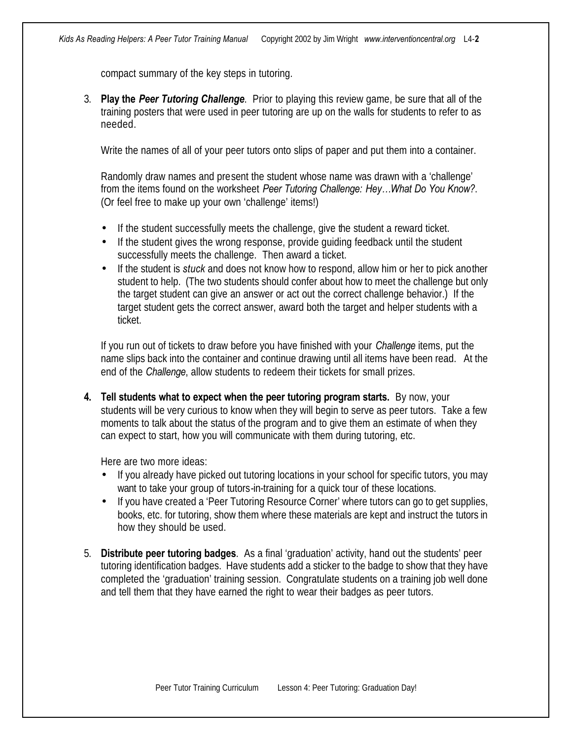compact summary of the key steps in tutoring.

3. **Play the *Peer Tutoring Challenge***. Prior to playing this review game, be sure that all of the training posters that were used in peer tutoring are up on the walls for students to refer to as needed.

   Write the names of all of your peer tutors onto slips of paper and put them into a container.

   Randomly draw names and present the student whose name was drawn with a 'challenge' from the items found on the worksheet *Peer Tutoring Challenge: Hey…What Do You Know?*. (Or feel free to make up your own 'challenge' items!)

   - If the student successfully meets the challenge, give the student a reward ticket.
   - If the student gives the wrong response, provide guiding feedback until the student successfully meets the challenge. Then award a ticket.
   - If the student is *stuck* and does not know how to respond, allow him or her to pick another student to help. (The two students should confer about how to meet the challenge but only the target student can give an answer or act out the correct challenge behavior.) If the target student gets the correct answer, award both the target and helper students with a ticket.

   If you run out of tickets to draw before you have finished with your *Challenge* items, put the name slips back into the container and continue drawing until all items have been read. At the end of the *Challenge*, allow students to redeem their tickets for small prizes.

4. **Tell students what to expect when the peer tutoring program starts.** By now, your students will be very curious to know when they will begin to serve as peer tutors. Take a few moments to talk about the status of the program and to give them an estimate of when they can expect to start, how you will communicate with them during tutoring, etc.

   Here are two more ideas:
   - If you already have picked out tutoring locations in your school for specific tutors, you may want to take your group of tutors-in-training for a quick tour of these locations.
   - If you have created a 'Peer Tutoring Resource Corner' where tutors can go to get supplies, books, etc. for tutoring, show them where these materials are kept and instruct the tutors in how they should be used.

5. **Distribute peer tutoring badges**. As a final 'graduation' activity, hand out the students' peer tutoring identification badges. Have students add a sticker to the badge to show that they have completed the 'graduation' training session. Congratulate students on a training job well done and tell them that they have earned the right to wear their badges as peer tutors.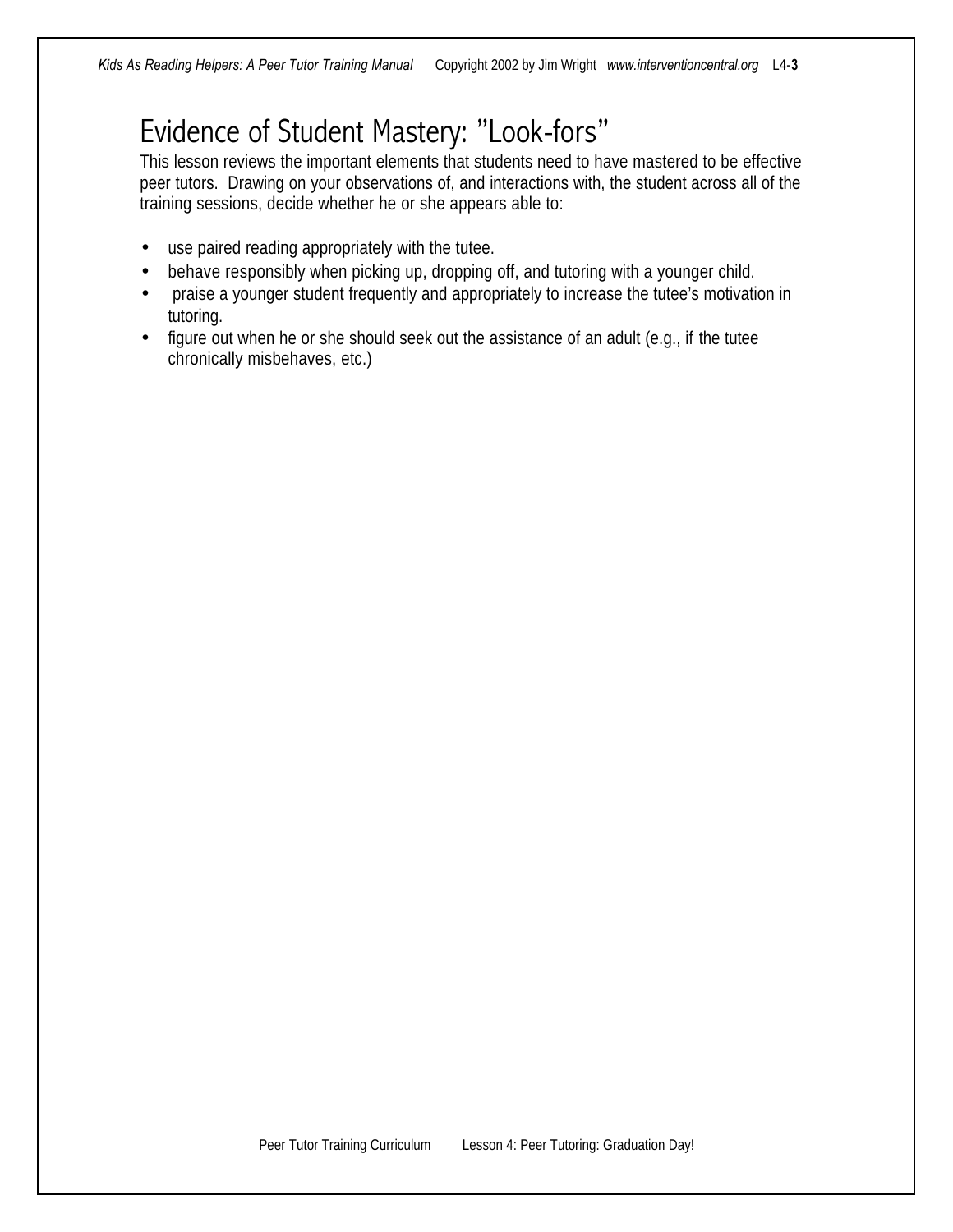# Evidence of Student Mastery: "Look-fors"

This lesson reviews the important elements that students need to have mastered to be effective peer tutors. Drawing on your observations of, and interactions with, the student across all of the training sessions, decide whether he or she appears able to:

- use paired reading appropriately with the tutee.
- behave responsibly when picking up, dropping off, and tutoring with a younger child.
- praise a younger student frequently and appropriately to increase the tutee's motivation in tutoring.
- figure out when he or she should seek out the assistance of an adult (e.g., if the tutee chronically misbehaves, etc.)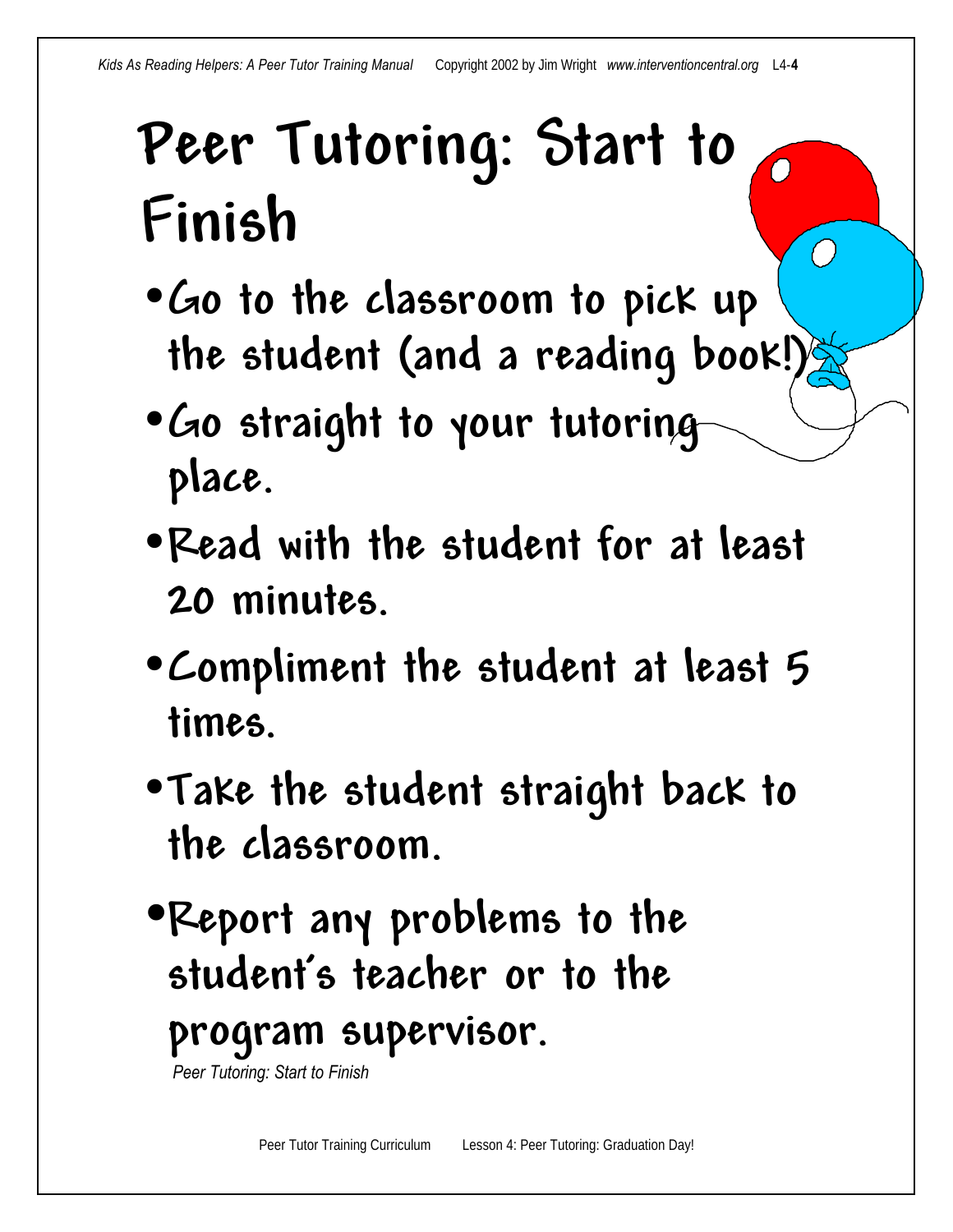# Peer Tutoring: Start to Finish

- Go to the classroom to pick up the student (and a reading book!)
- Go straight to your tutoring place.
- Read with the student for at least 20 minutes.
- Compliment the student at least 5 times.
- Take the student straight back to the classroom.
- Report any problems to the student's teacher or to the program supervisor.

*Peer Tutoring: Start to Finish*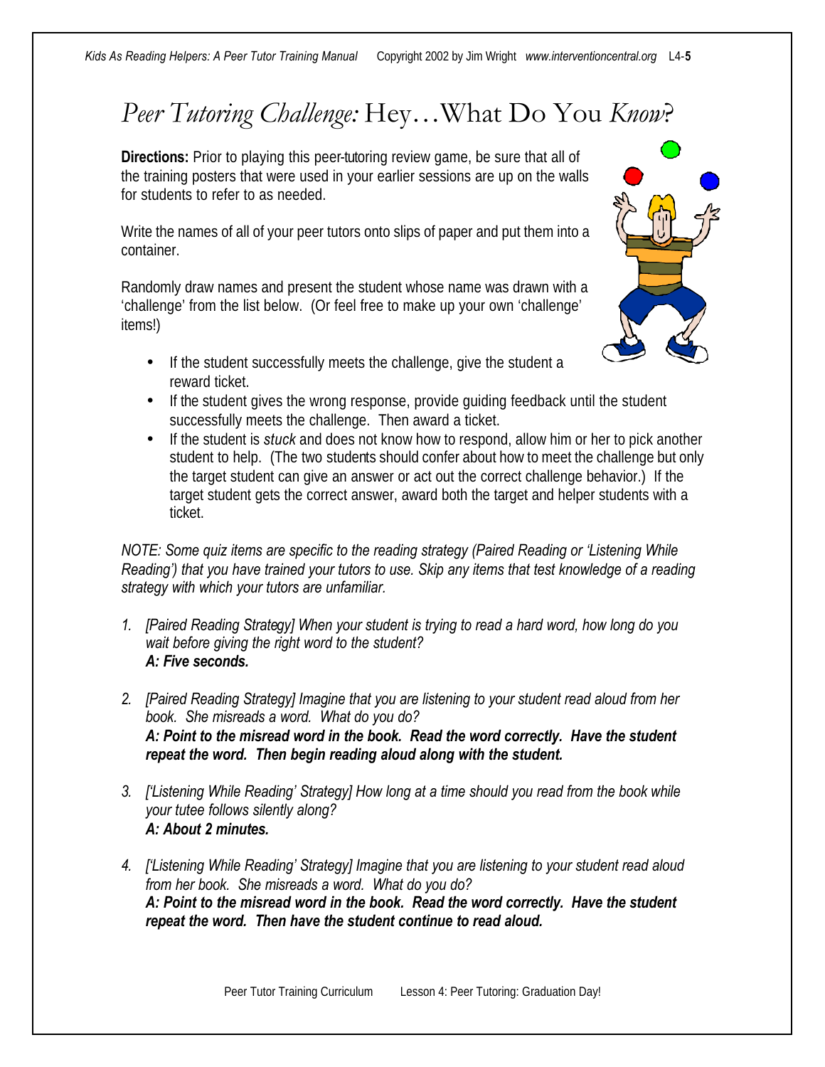# *Peer Tutoring Challenge:* Hey…What Do You *Know*?

**Directions:** Prior to playing this peer-tutoring review game, be sure that all of the training posters that were used in your earlier sessions are up on the walls for students to refer to as needed.

Write the names of all of your peer tutors onto slips of paper and put them into a container.

Randomly draw names and present the student whose name was drawn with a 'challenge' from the list below. (Or feel free to make up your own 'challenge' items!)

- If the student successfully meets the challenge, give the student a reward ticket.
- If the student gives the wrong response, provide guiding feedback until the student successfully meets the challenge. Then award a ticket.
- If the student is *stuck* and does not know how to respond, allow him or her to pick another student to help. (The two students should confer about how to meet the challenge but only the target student can give an answer or act out the correct challenge behavior.) If the target student gets the correct answer, award both the target and helper students with a ticket.

*NOTE: Some quiz items are specific to the reading strategy (Paired Reading or 'Listening While Reading') that you have trained your tutors to use. Skip any items that test knowledge of a reading strategy with which your tutors are unfamiliar.*

1. *[Paired Reading Strategy] When your student is trying to read a hard word, how long do you wait before giving the right word to the student?*
   ***A: Five seconds.***

2. *[Paired Reading Strategy] Imagine that you are listening to your student read aloud from her book. She misreads a word. What do you do?*
   ***A: Point to the misread word in the book. Read the word correctly. Have the student repeat the word. Then begin reading aloud along with the student.***

3. *['Listening While Reading' Strategy] How long at a time should you read from the book while your tutee follows silently along?*
   ***A: About 2 minutes.***

4. *['Listening While Reading' Strategy] Imagine that you are listening to your student read aloud from her book. She misreads a word. What do you do?*
   ***A: Point to the misread word in the book. Read the word correctly. Have the student repeat the word. Then have the student continue to read aloud.***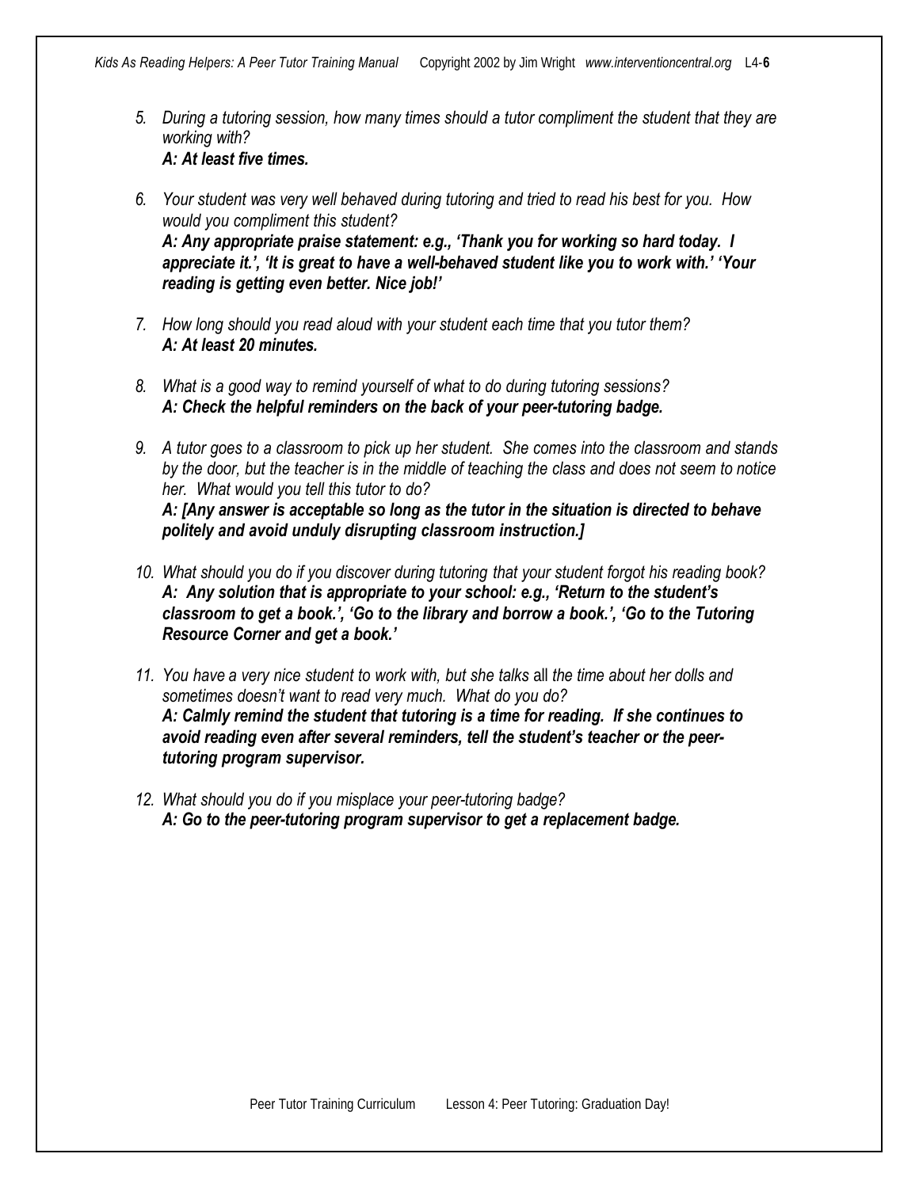5. *During a tutoring session, how many times should a tutor compliment the student that they are working with?*
   ***A: At least five times.***

6. *Your student was very well behaved during tutoring and tried to read his best for you. How would you compliment this student?*
   ***A: Any appropriate praise statement: e.g., 'Thank you for working so hard today. I appreciate it.', 'It is great to have a well-behaved student like you to work with.' 'Your reading is getting even better. Nice job!'***

7. *How long should you read aloud with your student each time that you tutor them?*
   ***A: At least 20 minutes.***

8. *What is a good way to remind yourself of what to do during tutoring sessions?*
   ***A: Check the helpful reminders on the back of your peer-tutoring badge.***

9. *A tutor goes to a classroom to pick up her student. She comes into the classroom and stands by the door, but the teacher is in the middle of teaching the class and does not seem to notice her. What would you tell this tutor to do?*
   ***A: [Any answer is acceptable so long as the tutor in the situation is directed to behave politely and avoid unduly disrupting classroom instruction.]***

10. *What should you do if you discover during tutoring that your student forgot his reading book?*
    ***A: Any solution that is appropriate to your school: e.g., 'Return to the student's classroom to get a book.', 'Go to the library and borrow a book.', 'Go to the Tutoring Resource Corner and get a book.'***

11. *You have a very nice student to work with, but she talks* all *the time about her dolls and sometimes doesn't want to read very much. What do you do?*
    ***A: Calmly remind the student that tutoring is a time for reading. If she continues to avoid reading even after several reminders, tell the student's teacher or the peer-tutoring program supervisor.***

12. *What should you do if you misplace your peer-tutoring badge?*
    ***A: Go to the peer-tutoring program supervisor to get a replacement badge.***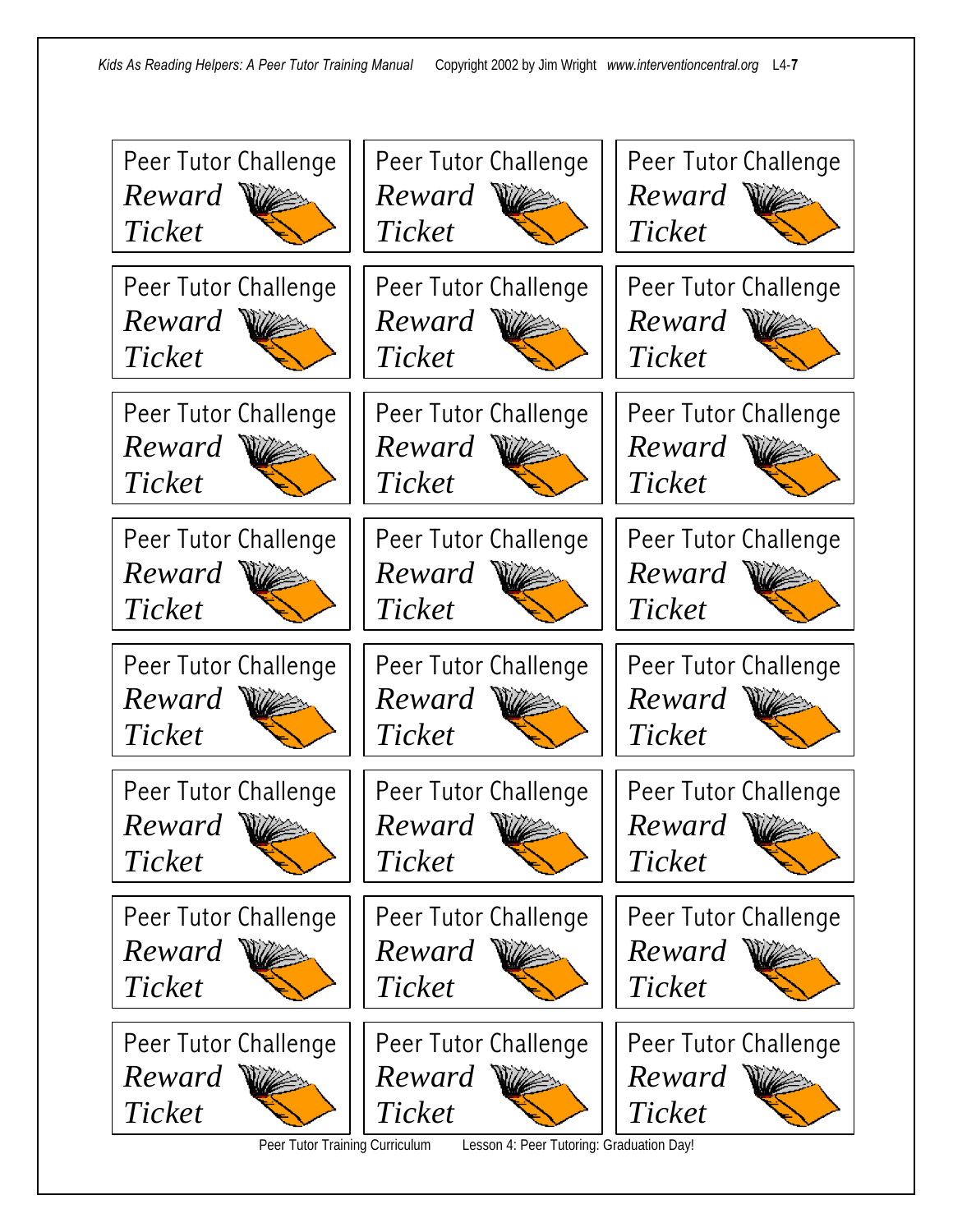| | | |
|---|---|---|
| Peer Tutor Challenge *Reward Ticket* | Peer Tutor Challenge *Reward Ticket* | Peer Tutor Challenge *Reward Ticket* |
| Peer Tutor Challenge *Reward Ticket* | Peer Tutor Challenge *Reward Ticket* | Peer Tutor Challenge *Reward Ticket* |
| Peer Tutor Challenge *Reward Ticket* | Peer Tutor Challenge *Reward Ticket* | Peer Tutor Challenge *Reward Ticket* |
| Peer Tutor Challenge *Reward Ticket* | Peer Tutor Challenge *Reward Ticket* | Peer Tutor Challenge *Reward Ticket* |
| Peer Tutor Challenge *Reward Ticket* | Peer Tutor Challenge *Reward Ticket* | Peer Tutor Challenge *Reward Ticket* |
| Peer Tutor Challenge *Reward Ticket* | Peer Tutor Challenge *Reward Ticket* | Peer Tutor Challenge *Reward Ticket* |
| Peer Tutor Challenge *Reward Ticket* | Peer Tutor Challenge *Reward Ticket* | Peer Tutor Challenge *Reward Ticket* |
| Peer Tutor Challenge *Reward Ticket* | Peer Tutor Challenge *Reward Ticket* | Peer Tutor Challenge *Reward Ticket* |